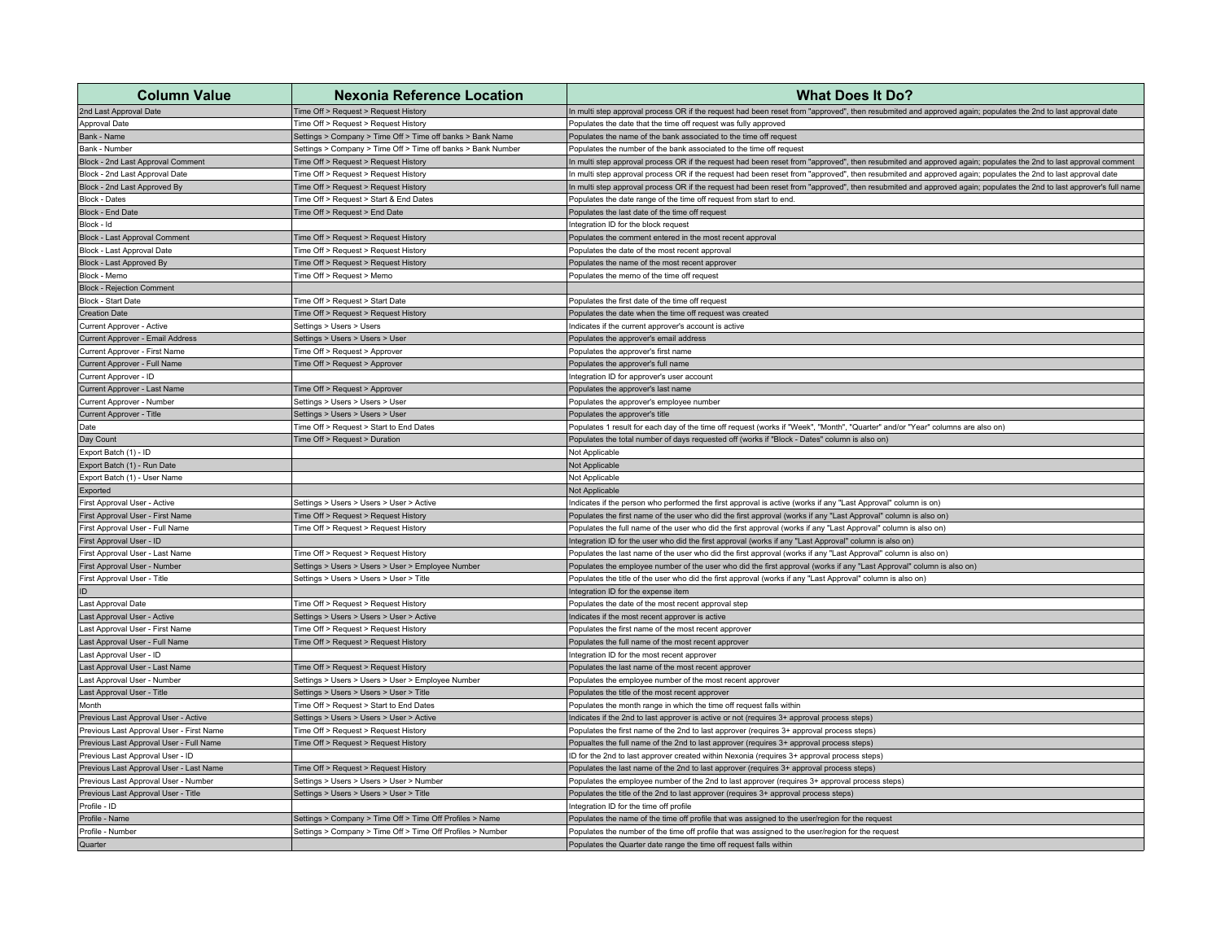| Column Value | Nexonia Reference Location | What Does It Do? |
|---|---|---|
| 2nd Last Approval Date | Time Off > Request > Request History | In multi step approval process OR if the request had been reset from "approved", then resubmited and approved again; populates the 2nd to last approval date |
| Approval Date | Time Off > Request > Request History | Populates the date that the time off request was fully approved |
| Bank - Name | Settings > Company > Time Off > Time off banks > Bank Name | Populates the name of the bank associated to the time off request |
| Bank - Number | Settings > Company > Time Off > Time off banks > Bank Number | Populates the number of the bank associated to the time off request |
| Block - 2nd Last Approval Comment | Time Off > Request > Request History | In multi step approval process OR if the request had been reset from "approved", then resubmited and approved again; populates the 2nd to last approval comment |
| Block - 2nd Last Approval Date | Time Off > Request > Request History | In multi step approval process OR if the request had been reset from "approved", then resubmited and approved again; populates the 2nd to last approval date |
| Block - 2nd Last Approved By | Time Off > Request > Request History | In multi step approval process OR if the request had been reset from "approved", then resubmited and approved again; populates the 2nd to last approver's full name |
| Block - Dates | Time Off > Request > Start & End Dates | Populates the date range of the time off request from start to end. |
| Block - End Date | Time Off > Request > End Date | Populates the last date of the time off request |
| Block - Id | | Integration ID for the block request |
| Block - Last Approval Comment | Time Off > Request > Request History | Populates the comment entered in the most recent approval |
| Block - Last Approval Date | Time Off > Request > Request History | Populates the date of the most recent approval |
| Block - Last Approved By | Time Off > Request > Request History | Populates the name of the most recent approver |
| Block - Memo | Time Off > Request > Memo | Populates the memo of the time off request |
| Block - Rejection Comment | | |
| Block - Start Date | Time Off > Request > Start Date | Populates the first date of the time off request |
| Creation Date | Time Off > Request > Request History | Populates the date when the time off request was created |
| Current Approver - Active | Settings > Users > Users | Indicates if the current approver's account is active |
| Current Approver - Email Address | Settings > Users > Users > User | Populates the approver's email address |
| Current Approver - First Name | Time Off > Request > Approver | Populates the approver's first name |
| Current Approver - Full Name | Time Off > Request > Approver | Populates the approver's full name |
| Current Approver - ID | | Integration ID for approver's user account |
| Current Approver - Last Name | Time Off > Request > Approver | Populates the approver's last name |
| Current Approver - Number | Settings > Users > Users > User | Populates the approver's employee number |
| Current Approver - Title | Settings > Users > Users > User | Populates the approver's title |
| Date | Time Off > Request > Start to End Dates | Populates 1 result for each day of the time off request (works if "Week", "Month", "Quarter" and/or "Year" columns are also on) |
| Day Count | Time Off > Request > Duration | Populates the total number of days requested off (works if "Block - Dates" column is also on) |
| Export Batch (1) - ID | | Not Applicable |
| Export Batch (1) - Run Date | | Not Applicable |
| Export Batch (1) - User Name | | Not Applicable |
| Exported | | Not Applicable |
| First Approval User - Active | Settings > Users > Users > User > Active | Indicates if the person who performed the first approval is active (works if any "Last Approval" column is on) |
| First Approval User - First Name | Time Off > Request > Request History | Populates the first name of the user who did the first approval (works if any "Last Approval" column is also on) |
| First Approval User - Full Name | Time Off > Request > Request History | Populates the full name of the user who did the first approval (works if any "Last Approval" column is also on) |
| First Approval User - ID | | Integration ID for the user who did the first approval (works if any "Last Approval" column is also on) |
| First Approval User - Last Name | Time Off > Request > Request History | Populates the last name of the user who did the first approval (works if any "Last Approval" column is also on) |
| First Approval User - Number | Settings > Users > Users > User > Employee Number | Populates the employee number of the user who did the first approval (works if any "Last Approval" column is also on) |
| First Approval User - Title | Settings > Users > Users > User > Title | Populates the title of the user who did the first approval (works if any "Last Approval" column is also on) |
| ID | | Integration ID for the expense item |
| Last Approval Date | Time Off > Request > Request History | Populates the date of the most recent approval step |
| Last Approval User - Active | Settings > Users > Users > User > Active | Indicates if the most recent approver is active |
| Last Approval User - First Name | Time Off > Request > Request History | Populates the first name of the most recent approver |
| Last Approval User - Full Name | Time Off > Request > Request History | Populates the full name of the most recent approver |
| Last Approval User - ID | | Integration ID for the most recent approver |
| Last Approval User - Last Name | Time Off > Request > Request History | Populates the last name of the most recent approver |
| Last Approval User - Number | Settings > Users > Users > User > Employee Number | Populates the employee number of the most recent approver |
| Last Approval User - Title | Settings > Users > Users > User > Title | Populates the title of the most recent approver |
| Month | Time Off > Request > Start to End Dates | Populates the month range in which the time off request falls within |
| Previous Last Approval User - Active | Settings > Users > Users > User > Active | Indicates if the 2nd to last approver is active or not (requires 3+ approval process steps) |
| Previous Last Approval User - First Name | Time Off > Request > Request History | Populates the first name of the 2nd to last approver (requires 3+ approval process steps) |
| Previous Last Approval User - Full Name | Time Off > Request > Request History | Popualtes the full name of the 2nd to last approver (requires 3+ approval process steps) |
| Previous Last Approval User - ID | | ID for the 2nd to last approver created within Nexonia (requires 3+ approval process steps) |
| Previous Last Approval User - Last Name | Time Off > Request > Request History | Populates the last name of the 2nd to last approver (requires 3+ approval process steps) |
| Previous Last Approval User - Number | Settings > Users > Users > User > Number | Populates the employee number of the 2nd to last approver (requires 3+ approval process steps) |
| Previous Last Approval User - Title | Settings > Users > Users > User > Title | Populates the title of the 2nd to last approver (requires 3+ approval process steps) |
| Profile - ID | | Integration ID for the time off profile |
| Profile - Name | Settings > Company > Time Off > Time Off Profiles > Name | Populates the name of the time off profile that was assigned to the user/region for the request |
| Profile - Number | Settings > Company > Time Off > Time Off Profiles > Number | Populates the number of the time off profile that was assigned to the user/region for the request |
| Quarter | | Populates the Quarter date range the time off request falls within |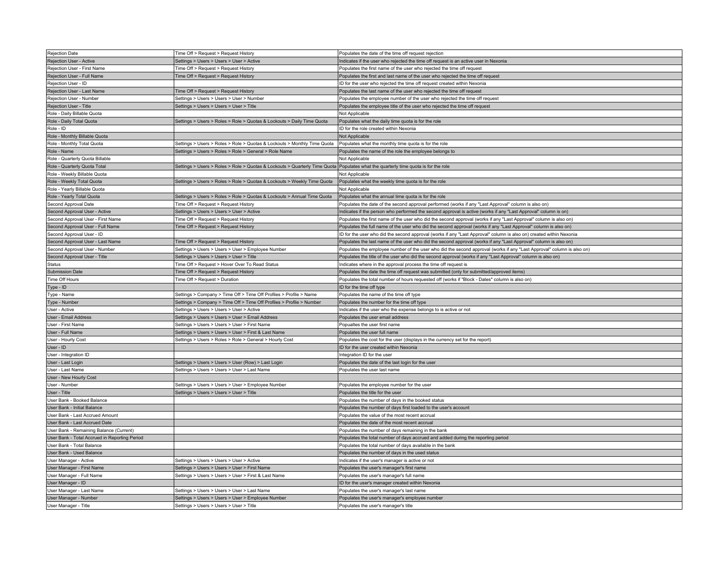| | | |
|---|---|---|
| Rejection Date | Time Off > Request > Request History | Populates the date of the time off request rejection |
| Rejection User - Active | Settings > Users > Users > User > Active | Indicates if the user who rejected the time off request is an active user in Nexonia |
| Rejection User - First Name | Time Off > Request > Request History | Populates the first name of the user who rejected the time off request |
| Rejection User - Full Name | Time Off > Request > Request History | Populates the first and last name of the user who rejected the time off request |
| Rejection User - ID | | ID for the user who rejected the time off request created within Nexonia |
| Rejection User - Last Name | Time Off > Request > Request History | Populates the last name of the user who rejected the time off request |
| Rejection User - Number | Settings > Users > Users > User > Number | Populates the employee number of the user who rejected the time off request |
| Rejection User - Title | Settings > Users > Users > User > Title | Populates the employee title of the user who rejected the time off request |
| Role - Daily Billable Quota | | Not Applicable |
| Role - Daily Total Quota | Settings > Users > Roles > Role > Quotas & Lockouts > Daily Time Quota | Populates what the daily time quota is for the role |
| Role - ID | | ID for the role created within Nexonia |
| Role - Monthly Billable Quota | | Not Applicable |
| Role - Monthly Total Quota | Settings > Users > Roles > Role > Quotas & Lockouts > Monthly Time Quota | Populates what the monthly time quota is for the role |
| Role - Name | Settings > Users > Roles > Role > General > Role Name | Populates the name of the role the employee belongs to |
| Role - Quarterly Quota Billable | | Not Applicable |
| Role - Quarterly Quota Total | Settings > Users > Roles > Role > Quotas & Lockouts > Quarterly Time Quota | Populates what the quarterly time quota is for the role |
| Role - Weekly Billable Quota | | Not Applicable |
| Role - Weekly Total Quota | Settings > Users > Roles > Role > Quotas & Lockouts > Weekly Time Quota | Populates what the weekly time quota is for the role |
| Role - Yearly Billable Quota | | Not Applicable |
| Role - Yearly Total Quota | Settings > Users > Roles > Role > Quotas & Lockouts > Annual Time Quota | Populates what the annual time quota is for the role |
| Second Approval Date | Time Off > Request > Request History | Populates the date of the second approval performed (works if any "Last Approval" column is also on) |
| Second Approval User - Active | Settings > Users > Users > User > Active | Indicates if the person who performed the second approval is active (works if any "Last Approval" column is on) |
| Second Approval User - First Name | Time Off > Request > Request History | Populates the first name of the user who did the second approval (works if any "Last Approval" column is also on) |
| Second Approval User - Full Name | Time Off > Request > Request History | Populates the full name of the user who did the second approval (works if any "Last Approval" column is also on) |
| Second Approval User - ID | | ID for the user who did the second approval (works if any "Last Approval" column is also on) created within Nexonia |
| Second Approval User - Last Name | Time Off > Request > Request History | Populates the last name of the user who did the second approval (works if any "Last Approval" column is also on) |
| Second Approval User - Number | Settings > Users > Users > User > Employee Number | Populates the employee number of the user who did the second approval (works if any "Last Approval" column is also on) |
| Second Approval User - Title | Settings > Users > Users > User > Title | Populates the title of the user who did the second approval (works if any "Last Approval" column is also on) |
| Status | Time Off > Request > Hover Over To Read Status | Indicates where in the approval process the time off request is |
| Submission Date | Time Off > Request > Request History | Populates the date the time off request was submitted (only for submitted/approved items) |
| Time Off Hours | Time Off > Request > Duration | Populates the total number of hours requested off (works if "Block - Dates" column is also on) |
| Type - ID | | ID for the time off type |
| Type - Name | Settings > Company > Time Off > Time Off Profiles > Profile > Name | Populates the name of the time off type |
| Type - Number | Settings > Company > Time Off > Time Off Profiles > Profile > Number | Populates the number for the time off type |
| User - Active | Settings > Users > Users > User > Active | Indicates if the user who the expense belongs to is active or not |
| User - Email Address | Settings > Users > Users > User > Email Address | Populates the user email address |
| User - First Name | Settings > Users > Users > User > First Name | Popualtes the user first name |
| User - Full Name | Settings > Users > Users > User > First & Last Name | Populates the user full name |
| User - Hourly Cost | Settings > Users > Roles > Role > General > Hourly Cost | Populates the cost for the user (displays in the currency set for the report) |
| User - ID | | ID for the user created within Nexonia |
| User - Integration ID | | Integration ID for the user |
| User - Last Login | Settings > Users > Users > User (Row) > Last Login | Populates the date of the last login for the user |
| User - Last Name | Settings > Users > Users > User > Last Name | Populates the user last name |
| User - New Hourly Cost | | |
| User - Number | Settings > Users > Users > User > Employee Number | Populates the employee number for the user |
| User - Title | Settings > Users > Users > User > Title | Populates the title for the user |
| User Bank - Booked Balance | | Populates the number of days in the booked status |
| User Bank - Initial Balance | | Populates the number of days first loaded to the user's account |
| User Bank - Last Accrued Amount | | Populates the value of the most recent accrual |
| User Bank - Last Accrued Date | | Populates the date of the most recent accrual |
| User Bank - Remaining Balance (Current) | | Populates the number of days remaining in the bank |
| User Bank - Total Accrued in Reporting Period | | Populates the total number of days accrued and added during the reporting period |
| User Bank - Total Balance | | Populates the total number of days available in the bank |
| User Bank - Used Balance | | Populates the number of days in the used status |
| User Manager - Active | Settings > Users > Users > User > Active | Indicates if the user's manager is active or not |
| User Manager - First Name | Settings > Users > Users > User > First Name | Populates the user's manager's first name |
| User Manager - Full Name | Settings > Users > Users > User > First & Last Name | Populates the user's manager's full name |
| User Manager - ID | | ID for the user's manager created within Nexonia |
| User Manager - Last Name | Settings > Users > Users > User > Last Name | Populates the user's manager's last name |
| User Manager - Number | Settings > Users > Users > User > Employee Number | Populates the user's manager's employee number |
| User Manager - Title | Settings > Users > Users > User > Title | Populates the user's manager's title |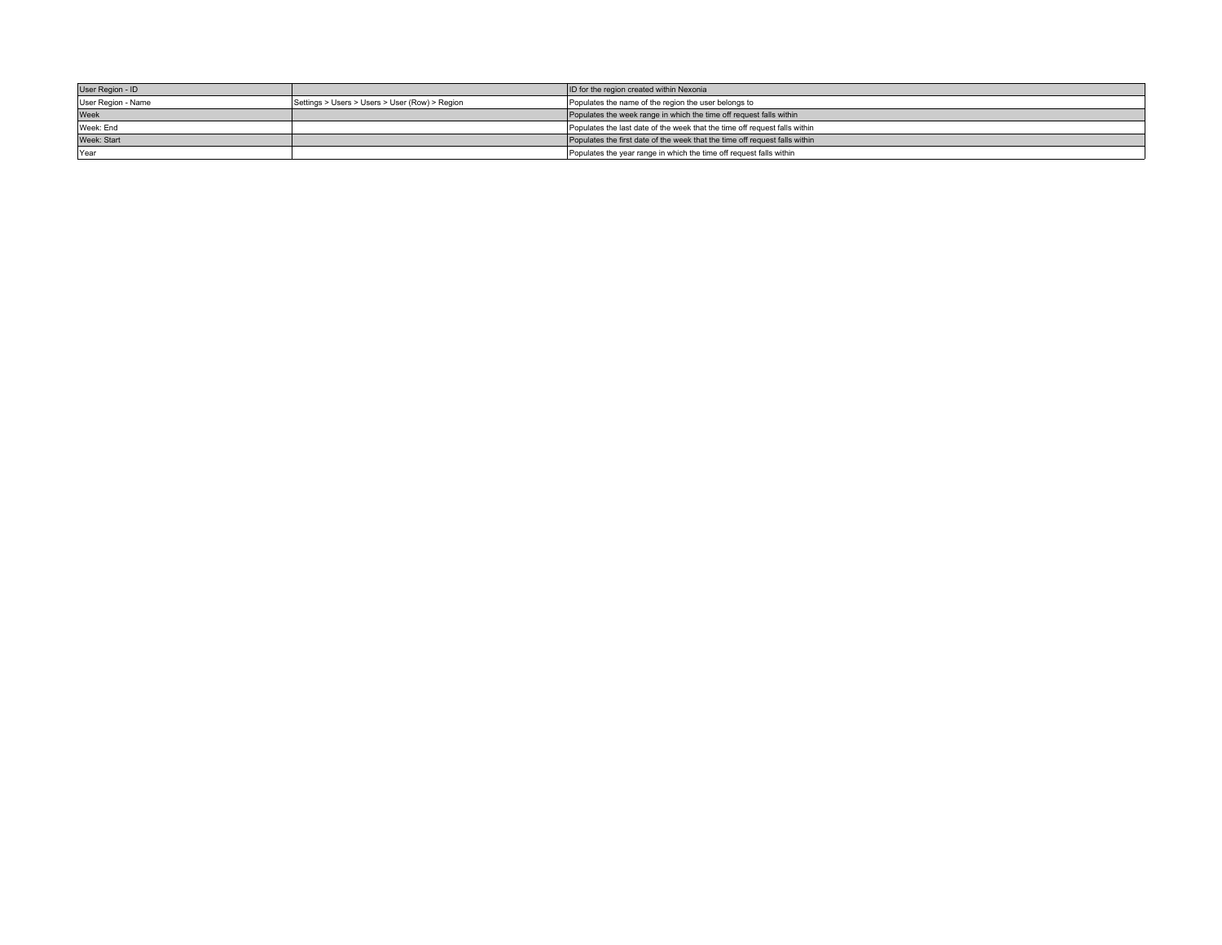| | | |
|---|---|---|
| User Region - ID | | ID for the region created within Nexonia |
| User Region - Name | Settings > Users > Users > User (Row) > Region | Populates the name of the region the user belongs to |
| Week | | Populates the week range in which the time off request falls within |
| Week: End | | Populates the last date of the week that the time off request falls within |
| Week: Start | | Populates the first date of the week that the time off request falls within |
| Year | | Populates the year range in which the time off request falls within |